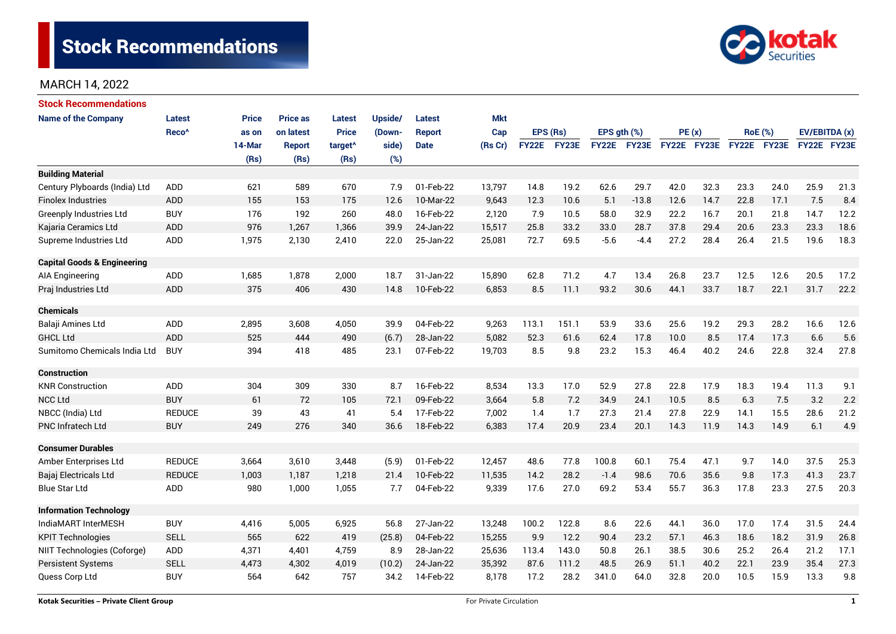# Stock Recommendations

MARCH 14, 2022

## Stock Recommendations

| Name of the Company | Latest Reco^ | Price as on 14-Mar (Rs) | Price as on latest Report (Rs) | Latest Price target^ (Rs) | Upside/ (Down-side) (%) | Latest Report Date | Mkt Cap (Rs Cr) | EPS (Rs) | | EPS gth (%) | | PE (x) | | RoE (%) | | EV/EBITDA (x) | |
|---|---|---|---|---|---|---|---|---|---|---|---|---|---|---|---|---|---|
| | | | | | | | | FY22E | FY23E | FY22E | FY23E | FY22E | FY23E | FY22E | FY23E | FY22E | FY23E |
| **Building Material** | | | | | | | | | | | | | | | | | |
| Century Plyboards (India) Ltd | ADD | 621 | 589 | 670 | 7.9 | 01-Feb-22 | 13,797 | 14.8 | 19.2 | 62.6 | 29.7 | 42.0 | 32.3 | 23.3 | 24.0 | 25.9 | 21.3 |
| Finolex Industries | ADD | 155 | 153 | 175 | 12.6 | 10-Mar-22 | 9,643 | 12.3 | 10.6 | 5.1 | -13.8 | 12.6 | 14.7 | 22.8 | 17.1 | 7.5 | 8.4 |
| Greenply Industries Ltd | BUY | 176 | 192 | 260 | 48.0 | 16-Feb-22 | 2,120 | 7.9 | 10.5 | 58.0 | 32.9 | 22.2 | 16.7 | 20.1 | 21.8 | 14.7 | 12.2 |
| Kajaria Ceramics Ltd | ADD | 976 | 1,267 | 1,366 | 39.9 | 24-Jan-22 | 15,517 | 25.8 | 33.2 | 33.0 | 28.7 | 37.8 | 29.4 | 20.6 | 23.3 | 23.3 | 18.6 |
| Supreme Industries Ltd | ADD | 1,975 | 2,130 | 2,410 | 22.0 | 25-Jan-22 | 25,081 | 72.7 | 69.5 | -5.6 | -4.4 | 27.2 | 28.4 | 26.4 | 21.5 | 19.6 | 18.3 |
| **Capital Goods & Engineering** | | | | | | | | | | | | | | | | | |
| AIA Engineering | ADD | 1,685 | 1,878 | 2,000 | 18.7 | 31-Jan-22 | 15,890 | 62.8 | 71.2 | 4.7 | 13.4 | 26.8 | 23.7 | 12.5 | 12.6 | 20.5 | 17.2 |
| Praj Industries Ltd | ADD | 375 | 406 | 430 | 14.8 | 10-Feb-22 | 6,853 | 8.5 | 11.1 | 93.2 | 30.6 | 44.1 | 33.7 | 18.7 | 22.1 | 31.7 | 22.2 |
| **Chemicals** | | | | | | | | | | | | | | | | | |
| Balaji Amines Ltd | ADD | 2,895 | 3,608 | 4,050 | 39.9 | 04-Feb-22 | 9,263 | 113.1 | 151.1 | 53.9 | 33.6 | 25.6 | 19.2 | 29.3 | 28.2 | 16.6 | 12.6 |
| GHCL Ltd | ADD | 525 | 444 | 490 | (6.7) | 28-Jan-22 | 5,082 | 52.3 | 61.6 | 62.4 | 17.8 | 10.0 | 8.5 | 17.4 | 17.3 | 6.6 | 5.6 |
| Sumitomo Chemicals India Ltd | BUY | 394 | 418 | 485 | 23.1 | 07-Feb-22 | 19,703 | 8.5 | 9.8 | 23.2 | 15.3 | 46.4 | 40.2 | 24.6 | 22.8 | 32.4 | 27.8 |
| **Construction** | | | | | | | | | | | | | | | | | |
| KNR Construction | ADD | 304 | 309 | 330 | 8.7 | 16-Feb-22 | 8,534 | 13.3 | 17.0 | 52.9 | 27.8 | 22.8 | 17.9 | 18.3 | 19.4 | 11.3 | 9.1 |
| NCC Ltd | BUY | 61 | 72 | 105 | 72.1 | 09-Feb-22 | 3,664 | 5.8 | 7.2 | 34.9 | 24.1 | 10.5 | 8.5 | 6.3 | 7.5 | 3.2 | 2.2 |
| NBCC (India) Ltd | REDUCE | 39 | 43 | 41 | 5.4 | 17-Feb-22 | 7,002 | 1.4 | 1.7 | 27.3 | 21.4 | 27.8 | 22.9 | 14.1 | 15.5 | 28.6 | 21.2 |
| PNC Infratech Ltd | BUY | 249 | 276 | 340 | 36.6 | 18-Feb-22 | 6,383 | 17.4 | 20.9 | 23.4 | 20.1 | 14.3 | 11.9 | 14.3 | 14.9 | 6.1 | 4.9 |
| **Consumer Durables** | | | | | | | | | | | | | | | | | |
| Amber Enterprises Ltd | REDUCE | 3,664 | 3,610 | 3,448 | (5.9) | 01-Feb-22 | 12,457 | 48.6 | 77.8 | 100.8 | 60.1 | 75.4 | 47.1 | 9.7 | 14.0 | 37.5 | 25.3 |
| Bajaj Electricals Ltd | REDUCE | 1,003 | 1,187 | 1,218 | 21.4 | 10-Feb-22 | 11,535 | 14.2 | 28.2 | -1.4 | 98.6 | 70.6 | 35.6 | 9.8 | 17.3 | 41.3 | 23.7 |
| Blue Star Ltd | ADD | 980 | 1,000 | 1,055 | 7.7 | 04-Feb-22 | 9,339 | 17.6 | 27.0 | 69.2 | 53.4 | 55.7 | 36.3 | 17.8 | 23.3 | 27.5 | 20.3 |
| **Information Technology** | | | | | | | | | | | | | | | | | |
| IndiaMART InterMESH | BUY | 4,416 | 5,005 | 6,925 | 56.8 | 27-Jan-22 | 13,248 | 100.2 | 122.8 | 8.6 | 22.6 | 44.1 | 36.0 | 17.0 | 17.4 | 31.5 | 24.4 |
| KPIT Technologies | SELL | 565 | 622 | 419 | (25.8) | 04-Feb-22 | 15,255 | 9.9 | 12.2 | 90.4 | 23.2 | 57.1 | 46.3 | 18.6 | 18.2 | 31.9 | 26.8 |
| NIIT Technologies (Coforge) | ADD | 4,371 | 4,401 | 4,759 | 8.9 | 28-Jan-22 | 25,636 | 113.4 | 143.0 | 50.8 | 26.1 | 38.5 | 30.6 | 25.2 | 26.4 | 21.2 | 17.1 |
| Persistent Systems | SELL | 4,473 | 4,302 | 4,019 | (10.2) | 24-Jan-22 | 35,392 | 87.6 | 111.2 | 48.5 | 26.9 | 51.1 | 40.2 | 22.1 | 23.9 | 35.4 | 27.3 |
| Quess Corp Ltd | BUY | 564 | 642 | 757 | 34.2 | 14-Feb-22 | 8,178 | 17.2 | 28.2 | 341.0 | 64.0 | 32.8 | 20.0 | 10.5 | 15.9 | 13.3 | 9.8 |

Kotak Securities – Private Client Group — For Private Circulation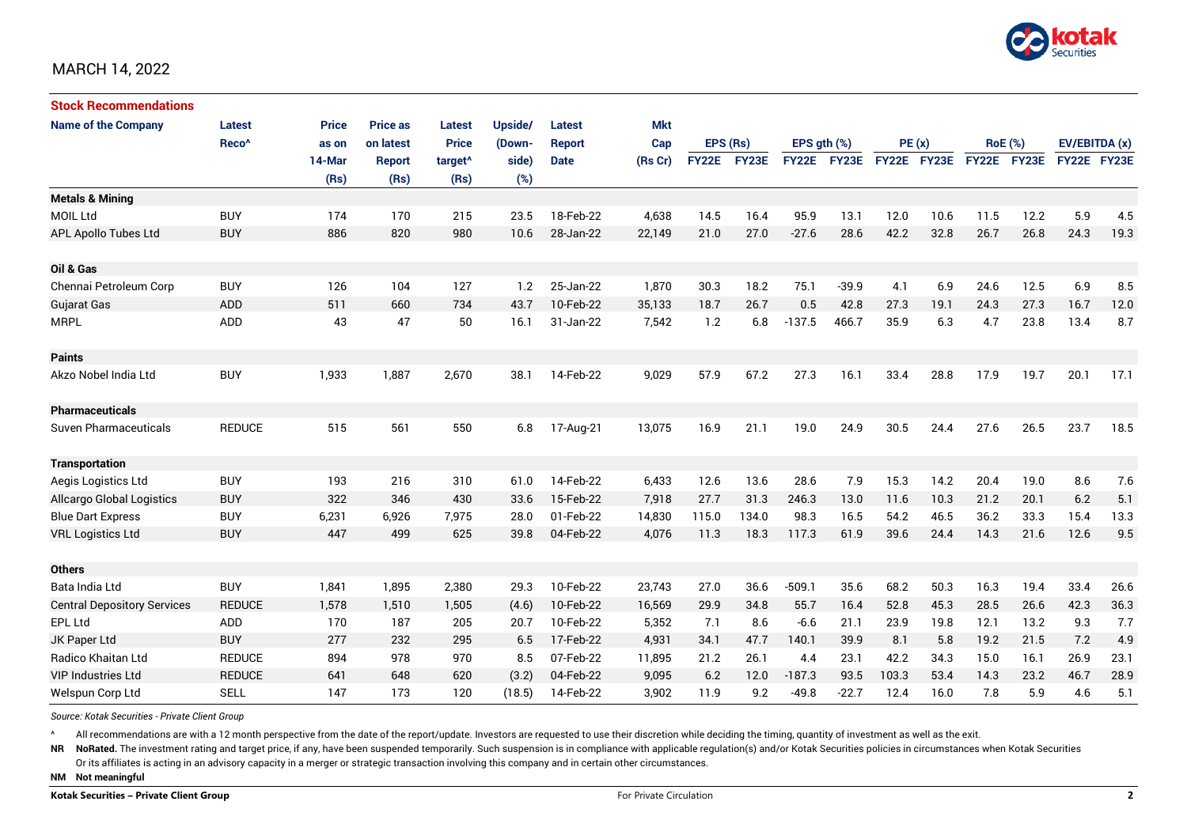MARCH 14, 2022

### Stock Recommendations

| Name of the Company | Latest Reco^ | Price as on 14-Mar (Rs) | Price as on latest Report (Rs) | Latest Price target^ (Rs) | Upside/ (Down-side) (%) | Latest Report Date | Mkt Cap (Rs Cr) | EPS (Rs) FY22E | EPS (Rs) FY23E | EPS gth (%) FY22E | EPS gth (%) FY23E | PE (x) FY22E | PE (x) FY23E | RoE (%) FY22E | RoE (%) FY23E | EV/EBITDA (x) FY22E | EV/EBITDA (x) FY23E |
|---|---|---|---|---|---|---|---|---|---|---|---|---|---|---|---|---|---|
| **Metals & Mining** | | | | | | | | | | | | | | | | | |
| MOIL Ltd | BUY | 174 | 170 | 215 | 23.5 | 18-Feb-22 | 4,638 | 14.5 | 16.4 | 95.9 | 13.1 | 12.0 | 10.6 | 11.5 | 12.2 | 5.9 | 4.5 |
| APL Apollo Tubes Ltd | BUY | 886 | 820 | 980 | 10.6 | 28-Jan-22 | 22,149 | 21.0 | 27.0 | -27.6 | 28.6 | 42.2 | 32.8 | 26.7 | 26.8 | 24.3 | 19.3 |
| **Oil & Gas** | | | | | | | | | | | | | | | | | |
| Chennai Petroleum Corp | BUY | 126 | 104 | 127 | 1.2 | 25-Jan-22 | 1,870 | 30.3 | 18.2 | 75.1 | -39.9 | 4.1 | 6.9 | 24.6 | 12.5 | 6.9 | 8.5 |
| Gujarat Gas | ADD | 511 | 660 | 734 | 43.7 | 10-Feb-22 | 35,133 | 18.7 | 26.7 | 0.5 | 42.8 | 27.3 | 19.1 | 24.3 | 27.3 | 16.7 | 12.0 |
| MRPL | ADD | 43 | 47 | 50 | 16.1 | 31-Jan-22 | 7,542 | 1.2 | 6.8 | -137.5 | 466.7 | 35.9 | 6.3 | 4.7 | 23.8 | 13.4 | 8.7 |
| **Paints** | | | | | | | | | | | | | | | | | |
| Akzo Nobel India Ltd | BUY | 1,933 | 1,887 | 2,670 | 38.1 | 14-Feb-22 | 9,029 | 57.9 | 67.2 | 27.3 | 16.1 | 33.4 | 28.8 | 17.9 | 19.7 | 20.1 | 17.1 |
| **Pharmaceuticals** | | | | | | | | | | | | | | | | | |
| Suven Pharmaceuticals | REDUCE | 515 | 561 | 550 | 6.8 | 17-Aug-21 | 13,075 | 16.9 | 21.1 | 19.0 | 24.9 | 30.5 | 24.4 | 27.6 | 26.5 | 23.7 | 18.5 |
| **Transportation** | | | | | | | | | | | | | | | | | |
| Aegis Logistics Ltd | BUY | 193 | 216 | 310 | 61.0 | 14-Feb-22 | 6,433 | 12.6 | 13.6 | 28.6 | 7.9 | 15.3 | 14.2 | 20.4 | 19.0 | 8.6 | 7.6 |
| Allcargo Global Logistics | BUY | 322 | 346 | 430 | 33.6 | 15-Feb-22 | 7,918 | 27.7 | 31.3 | 246.3 | 13.0 | 11.6 | 10.3 | 21.2 | 20.1 | 6.2 | 5.1 |
| Blue Dart Express | BUY | 6,231 | 6,926 | 7,975 | 28.0 | 01-Feb-22 | 14,830 | 115.0 | 134.0 | 98.3 | 16.5 | 54.2 | 46.5 | 36.2 | 33.3 | 15.4 | 13.3 |
| VRL Logistics Ltd | BUY | 447 | 499 | 625 | 39.8 | 04-Feb-22 | 4,076 | 11.3 | 18.3 | 117.3 | 61.9 | 39.6 | 24.4 | 14.3 | 21.6 | 12.6 | 9.5 |
| **Others** | | | | | | | | | | | | | | | | | |
| Bata India Ltd | BUY | 1,841 | 1,895 | 2,380 | 29.3 | 10-Feb-22 | 23,743 | 27.0 | 36.6 | -509.1 | 35.6 | 68.2 | 50.3 | 16.3 | 19.4 | 33.4 | 26.6 |
| Central Depository Services | REDUCE | 1,578 | 1,510 | 1,505 | (4.6) | 10-Feb-22 | 16,569 | 29.9 | 34.8 | 55.7 | 16.4 | 52.8 | 45.3 | 28.5 | 26.6 | 42.3 | 36.3 |
| EPL Ltd | ADD | 170 | 187 | 205 | 20.7 | 10-Feb-22 | 5,352 | 7.1 | 8.6 | -6.6 | 21.1 | 23.9 | 19.8 | 12.1 | 13.2 | 9.3 | 7.7 |
| JK Paper Ltd | BUY | 277 | 232 | 295 | 6.5 | 17-Feb-22 | 4,931 | 34.1 | 47.7 | 140.1 | 39.9 | 8.1 | 5.8 | 19.2 | 21.5 | 7.2 | 4.9 |
| Radico Khaitan Ltd | REDUCE | 894 | 978 | 970 | 8.5 | 07-Feb-22 | 11,895 | 21.2 | 26.1 | 4.4 | 23.1 | 42.2 | 34.3 | 15.0 | 16.1 | 26.9 | 23.1 |
| VIP Industries Ltd | REDUCE | 641 | 648 | 620 | (3.2) | 04-Feb-22 | 9,095 | 6.2 | 12.0 | -187.3 | 93.5 | 103.3 | 53.4 | 14.3 | 23.2 | 46.7 | 28.9 |
| Welspun Corp Ltd | SELL | 147 | 173 | 120 | (18.5) | 14-Feb-22 | 3,902 | 11.9 | 9.2 | -49.8 | -22.7 | 12.4 | 16.0 | 7.8 | 5.9 | 4.6 | 5.1 |

*Source: Kotak Securities - Private Client Group*

^ All recommendations are with a 12 month perspective from the date of the report/update. Investors are requested to use their discretion while deciding the timing, quantity of investment as well as the exit.

**NR** **NoRated.** The investment rating and target price, if any, have been suspended temporarily. Such suspension is in compliance with applicable regulation(s) and/or Kotak Securities policies in circumstances when Kotak Securities Or its affiliates is acting in an advisory capacity in a merger or strategic transaction involving this company and in certain other circumstances.

**NM** **Not meaningful**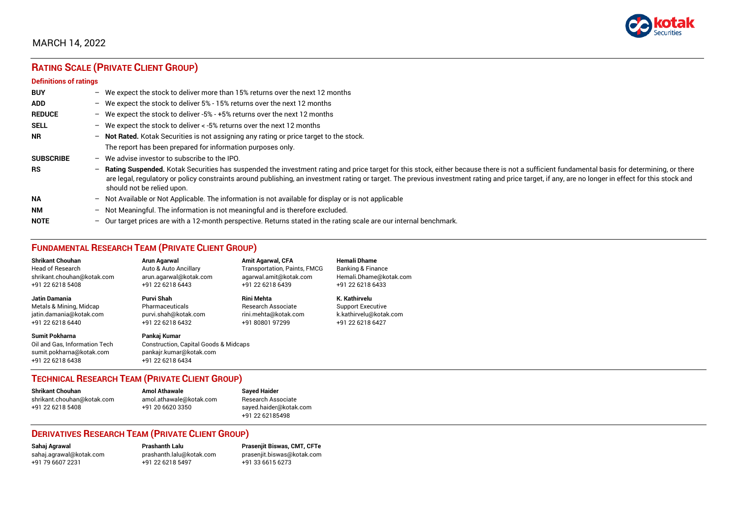MARCH 14, 2022

## RATING SCALE (PRIVATE CLIENT GROUP)

### Definitions of ratings

| | |
|---|---|
| **BUY** | – We expect the stock to deliver more than 15% returns over the next 12 months |
| **ADD** | – We expect the stock to deliver 5% - 15% returns over the next 12 months |
| **REDUCE** | – We expect the stock to deliver -5% - +5% returns over the next 12 months |
| **SELL** | – We expect the stock to deliver < -5% returns over the next 12 months |
| **NR** | – **Not Rated.** Kotak Securities is not assigning any rating or price target to the stock. The report has been prepared for information purposes only. |
| **SUBSCRIBE** | – We advise investor to subscribe to the IPO. |
| **RS** | – **Rating Suspended.** Kotak Securities has suspended the investment rating and price target for this stock, either because there is not a sufficient fundamental basis for determining, or there are legal, regulatory or policy constraints around publishing, an investment rating or target. The previous investment rating and price target, if any, are no longer in effect for this stock and should not be relied upon. |
| **NA** | – Not Available or Not Applicable. The information is not available for display or is not applicable |
| **NM** | – Not Meaningful. The information is not meaningful and is therefore excluded. |
| **NOTE** | – Our target prices are with a 12-month perspective. Returns stated in the rating scale are our internal benchmark. |

## FUNDAMENTAL RESEARCH TEAM (PRIVATE CLIENT GROUP)

**Shrikant Chouhan**
Head of Research
shrikant.chouhan@kotak.com
+91 22 6218 5408

**Arun Agarwal**
Auto & Auto Ancillary
arun.agarwal@kotak.com
+91 22 6218 6443

**Amit Agarwal, CFA**
Transportation, Paints, FMCG
agarwal.amit@kotak.com
+91 22 6218 6439

**Hemali Dhame**
Banking & Finance
Hemali.Dhame@kotak.com
+91 22 6218 6433

**Jatin Damania**
Metals & Mining, Midcap
jatin.damania@kotak.com
+91 22 6218 6440

**Purvi Shah**
Pharmaceuticals
purvi.shah@kotak.com
+91 22 6218 6432

**Rini Mehta**
Research Associate
rini.mehta@kotak.com
+91 80801 97299

**K. Kathirvelu**
Support Executive
k.kathirvelu@kotak.com
+91 22 6218 6427

**Sumit Pokharna**
Oil and Gas, Information Tech
sumit.pokharna@kotak.com
+91 22 6218 6438

**Pankaj Kumar**
Construction, Capital Goods & Midcaps
pankajr.kumar@kotak.com
+91 22 6218 6434

## TECHNICAL RESEARCH TEAM (PRIVATE CLIENT GROUP)

**Shrikant Chouhan**
shrikant.chouhan@kotak.com
+91 22 6218 5408

**Amol Athawale**
amol.athawale@kotak.com
+91 20 6620 3350

**Sayed Haider**
Research Associate
sayed.haider@kotak.com
+91 22 62185498

## DERIVATIVES RESEARCH TEAM (PRIVATE CLIENT GROUP)

**Sahaj Agrawal**
sahaj.agrawal@kotak.com
+91 79 6607 2231

**Prashanth Lalu**
prashanth.lalu@kotak.com
+91 22 6218 5497

**Prasenjit Biswas, CMT, CFTe**
prasenjit.biswas@kotak.com
+91 33 6615 6273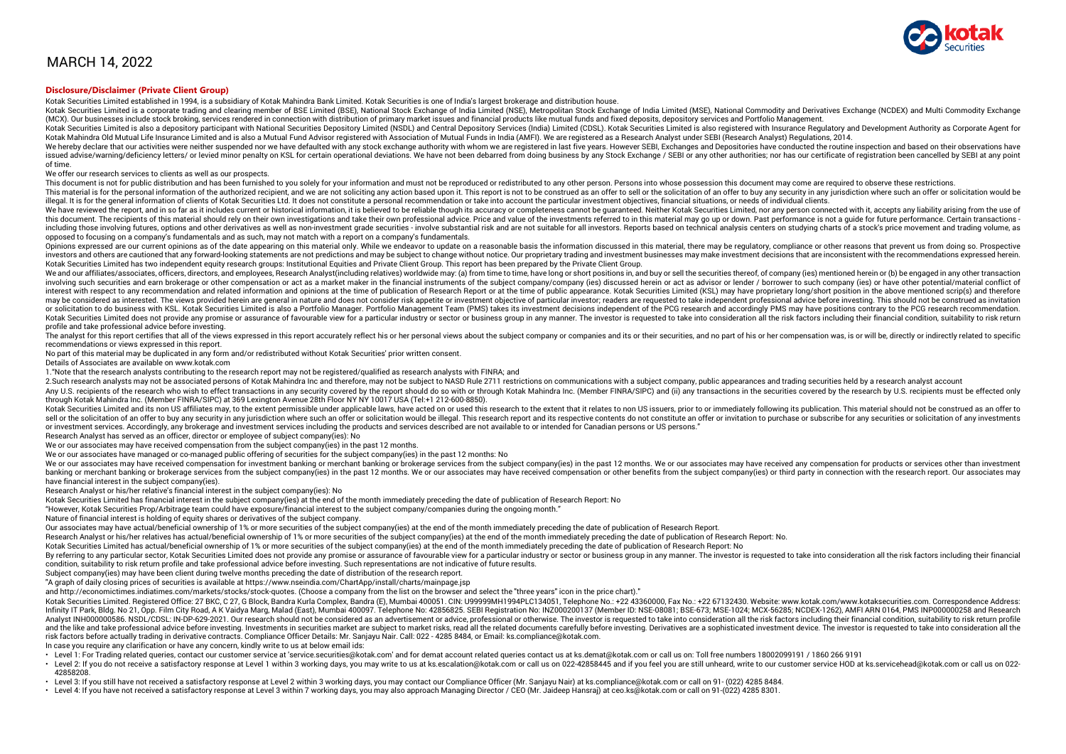MARCH 14, 2022

### Disclosure/Disclaimer (Private Client Group)

Kotak Securities Limited established in 1994, is a subsidiary of Kotak Mahindra Bank Limited. Kotak Securities is one of India's largest brokerage and distribution house.

Kotak Securities Limited is a corporate trading and clearing member of BSE Limited (BSE), National Stock Exchange of India Limited (NSE), Metropolitan Stock Exchange of India Limited (MSE), National Commodity and Derivatives Exchange (NCDEX) and Multi Commodity Exchange (MCX). Our businesses include stock broking, services rendered in connection with distribution of primary market issues and financial products like mutual funds and fixed deposits, depository services and Portfolio Management.

Kotak Securities Limited is also a depository participant with National Securities Depository Limited (NSDL) and Central Depository Services (India) Limited (CDSL). Kotak Securities Limited is also registered with Insurance Regulatory and Development Authority as Corporate Agent for Kotak Mahindra Old Mutual Life Insurance Limited and is also a Mutual Fund Advisor registered with Association of Mutual Funds in India (AMFI). We are registered as a Research Analyst under SEBI (Research Analyst) Regulations, 2014.

We hereby declare that our activities were neither suspended nor we have defaulted with any stock exchange authority with whom we are registered in last five years. However SEBI, Exchanges and Depositories have conducted the routine inspection and based on their observations have issued advise/warning/deficiency letters/ or levied minor penalty on KSL for certain operational deviations. We have not been debarred from doing business by any Stock Exchange / SEBI or any other authorities; nor has our certificate of registration been cancelled by SEBI at any point of time.

We offer our research services to clients as well as our prospects.

This document is not for public distribution and has been furnished to you solely for your information and must not be reproduced or redistributed to any other person. Persons into whose possession this document may come are required to observe these restrictions.

This material is for the personal information of the authorized recipient, and we are not soliciting any action based upon it. This report is not to be construed as an offer to sell or the solicitation of an offer to buy any security in any jurisdiction where such an offer or solicitation would be illegal. It is for the general information of clients of Kotak Securities Ltd. It does not constitute a personal recommendation or take into account the particular investment objectives, financial situations, or needs of individual clients.

We have reviewed the report, and in so far as it includes current or historical information, it is believed to be reliable though its accuracy or completeness cannot be guaranteed. Neither Kotak Securities Limited, nor any person connected with it, accepts any liability arising from the use of this document. The recipients of this material should rely on their own investigations and take their own professional advice. Price and value of the investments referred to in this material may go up or down. Past performance is not a guide for future performance. Certain transactions - including those involving futures, options and other derivatives as well as non-investment grade securities - involve substantial risk and are not suitable for all investors. Reports based on technical analysis centers on studying charts of a stock's price movement and trading volume, as opposed to focusing on a company's fundamentals and as such, may not match with a report on a company's fundamentals.

Opinions expressed are our current opinions as of the date appearing on this material only. While we endeavor to update on a reasonable basis the information discussed in this material, there may be regulatory, compliance or other reasons that prevent us from doing so. Prospective investors and others are cautioned that any forward-looking statements are not predictions and may be subject to change without notice. Our proprietary trading and investment businesses may make investment decisions that are inconsistent with the recommendations expressed herein. Kotak Securities Limited has two independent equity research groups: Institutional Equities and Private Client Group. This report has been prepared by the Private Client Group.

We and our affiliates/associates, officers, directors, and employees, Research Analyst(including relatives) worldwide may: (a) from time to time, have long or short positions in, and buy or sell the securities thereof, of company (ies) mentioned herein or (b) be engaged in any other transaction involving such securities and earn brokerage or other compensation or act as a market maker in the financial instruments of the subject company/company (ies) discussed herein or act as advisor or lender / borrower to such company (ies) or have other potential/material conflict of interest with respect to any recommendation and related information and opinions at the time of publication of Research Report or at the time of public appearance. Kotak Securities Limited (KSL) may have proprietary long/short position in the above mentioned scrip(s) and therefore may be considered as interested. The views provided herein are general in nature and does not consider risk appetite or investment objective of particular investor; readers are requested to take independent professional advice before investing. This should not be construed as invitation or solicitation to do business with KSL. Kotak Securities Limited is also a Portfolio Manager. Portfolio Management Team (PMS) takes its investment decisions independent of the PCG research and accordingly PMS may have positions contrary to the PCG research recommendation. Kotak Securities Limited does not provide any promise or assurance of favourable view for a particular industry or sector or business group in any manner. The investor is requested to take into consideration all the risk factors including their financial condition, suitability to risk return profile and take professional advice before investing.

The analyst for this report certifies that all of the views expressed in this report accurately reflect his or her personal views about the subject company or companies and its or their securities, and no part of his or her compensation was, is or will be, directly or indirectly related to specific recommendations or views expressed in this report.

No part of this material may be duplicated in any form and/or redistributed without Kotak Securities' prior written consent.

Details of Associates are available on www.kotak.com

1."Note that the research analysts contributing to the research report may not be registered/qualified as research analysts with FINRA; and

2.Such research analysts may not be associated persons of Kotak Mahindra Inc and therefore, may not be subject to NASD Rule 2711 restrictions on communications with a subject company, public appearances and trading securities held by a research analyst account

Any U.S. recipients of the research who wish to effect transactions in any security covered by the report should do so with or through Kotak Mahindra Inc. (Member FINRA/SIPC) and (ii) any transactions in the securities covered by the research by U.S. recipients must be effected only through Kotak Mahindra Inc. (Member FINRA/SIPC) at 369 Lexington Avenue 28th Floor NY NY 10017 USA (Tel:+1 212-600-8850).

Kotak Securities Limited and its non US affiliates may, to the extent permissible under applicable laws, have acted on or used this research to the extent that it relates to non US issuers, prior to or immediately following its publication. This material should not be construed as an offer to sell or the solicitation of an offer to buy any security in any jurisdiction where such an offer or solicitation would be illegal. This research report and its respective contents do not constitute an offer or invitation to purchase or subscribe for any securities or solicitation of any investments or investment services. Accordingly, any brokerage and investment services including the products and services described are not available to or intended for Canadian persons or US persons."

Research Analyst has served as an officer, director or employee of subject company(ies): No

We or our associates may have received compensation from the subject company(ies) in the past 12 months.

We or our associates have managed or co-managed public offering of securities for the subject company(ies) in the past 12 months: No

We or our associates may have received compensation for investment banking or merchant banking or brokerage services from the subject company(ies) in the past 12 months. We or our associates may have received any compensation for products or services other than investment banking or merchant banking or brokerage services from the subject company(ies) in the past 12 months. We or our associates may have received compensation or other benefits from the subject company(ies) or third party in connection with the research report. Our associates may have financial interest in the subject company(ies).

Research Analyst or his/her relative's financial interest in the subject company(ies): No

Kotak Securities Limited has financial interest in the subject company(ies) at the end of the month immediately preceding the date of publication of Research Report: No

"However, Kotak Securities Prop/Arbitrage team could have exposure/financial interest to the subject company/companies during the ongoing month."

Nature of financial interest is holding of equity shares or derivatives of the subject company.

Our associates may have actual/beneficial ownership of 1% or more securities of the subject company(ies) at the end of the month immediately preceding the date of publication of Research Report.

Research Analyst or his/her relatives has actual/beneficial ownership of 1% or more securities of the subject company(ies) at the end of the month immediately preceding the date of publication of Research Report: No.

Kotak Securities Limited has actual/beneficial ownership of 1% or more securities of the subject company(ies) at the end of the month immediately preceding the date of publication of Research Report: No

By referring to any particular sector, Kotak Securities Limited does not provide any promise or assurance of favourable view for a particular industry or sector or business group in any manner. The investor is requested to take into consideration all the risk factors including their financial condition, suitability to risk return profile and take professional advice before investing. Such representations are not indicative of future results.

Subject company(ies) may have been client during twelve months preceding the date of distribution of the research report.

"A graph of daily closing prices of securities is available at https://www.nseindia.com/ChartApp/install/charts/mainpage.jsp

and http://economictimes.indiatimes.com/markets/stocks/stock-quotes. (Choose a company from the list on the browser and select the "three years" icon in the price chart)."

Kotak Securities Limited. Registered Office: 27 BKC, C 27, G Block, Bandra Kurla Complex, Bandra (E), Mumbai 400051. CIN: U99999MH1994PLC134051, Telephone No.: +22 43360000, Fax No.: +22 67132430. Website: www.kotak.com/www.kotaksecurities.com. Correspondence Address: Infinity IT Park, Bldg. No 21, Opp. Film City Road, A K Vaidya Marg, Malad (East), Mumbai 400097. Telephone No: 42856825. SEBI Registration No: INZ000200137 (Member ID: NSE-08081; BSE-673; MSE-1024; MCX-56285; NCDEX-1262), AMFI ARN 0164, PMS INP000000258 and Research Analyst INH000000586. NSDL/CDSL: IN-DP-629-2021. Our research should not be considered as an advertisement or advice, professional or otherwise. The investor is requested to take into consideration all the risk factors including their financial condition, suitability to risk return profile and the like and take professional advice before investing. Investments in securities market are subject to market risks, read all the related documents carefully before investing. Derivatives are a sophisticated investment device. The investor is requested to take into consideration all the risk factors before actually trading in derivative contracts. Compliance Officer Details: Mr. Sanjayu Nair. Call: 022 - 4285 8484, or Email: ks.compliance@kotak.com.

In case you require any clarification or have any concern, kindly write to us at below email ids:

- Level 1: For Trading related queries, contact our customer service at 'service.securities@kotak.com' and for demat account related queries contact us at ks.demat@kotak.com or call us on: Toll free numbers 18002099191 / 1860 266 9191
- Level 2: If you do not receive a satisfactory response at Level 1 within 3 working days, you may write to us at ks.escalation@kotak.com or call us on 022-42858445 and if you feel you are still unheard, write to our customer service HOD at ks.servicehead@kotak.com or call us on 022-42858208.
- Level 3: If you still have not received a satisfactory response at Level 2 within 3 working days, you may contact our Compliance Officer (Mr. Sanjayu Nair) at ks.compliance@kotak.com or call on 91- (022) 4285 8484.
- Level 4: If you have not received a satisfactory response at Level 3 within 7 working days, you may also approach Managing Director / CEO (Mr. Jaideep Hansraj) at ceo.ks@kotak.com or call on 91-(022) 4285 8301.